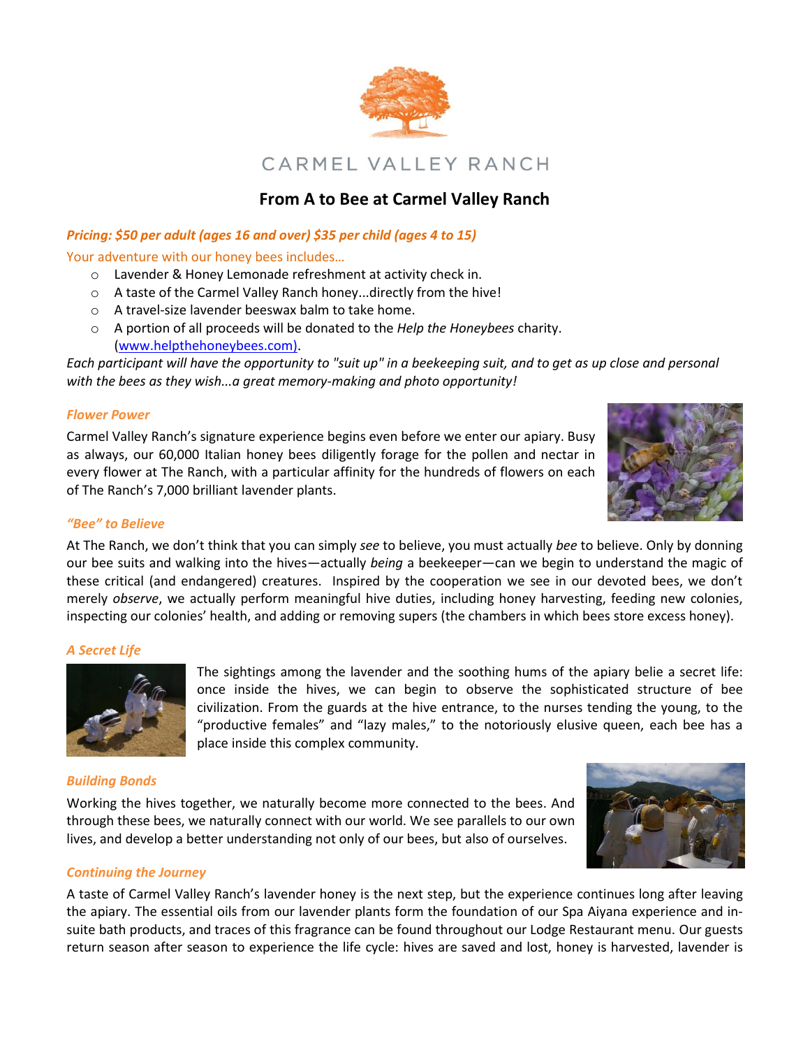CARMEL VALLEY RANCH

# From A to Bee at Carmel Valley Ranch

***Pricing: $50 per adult (ages 16 and over) $35 per child (ages 4 to 15)***

Your adventure with our honey bees includes…

- Lavender & Honey Lemonade refreshment at activity check in.
- A taste of the Carmel Valley Ranch honey...directly from the hive!
- A travel-size lavender beeswax balm to take home.
- A portion of all proceeds will be donated to the *Help the Honeybees* charity. (www.helpthehoneybees.com).

*Each participant will have the opportunity to "suit up" in a beekeeping suit, and to get as up close and personal with the bees as they wish...a great memory-making and photo opportunity!*

### *Flower Power*

Carmel Valley Ranch's signature experience begins even before we enter our apiary. Busy as always, our 60,000 Italian honey bees diligently forage for the pollen and nectar in every flower at The Ranch, with a particular affinity for the hundreds of flowers on each of The Ranch's 7,000 brilliant lavender plants.

### *"Bee" to Believe*

At The Ranch, we don't think that you can simply *see* to believe, you must actually *bee* to believe. Only by donning our bee suits and walking into the hives—actually *being* a beekeeper—can we begin to understand the magic of these critical (and endangered) creatures. Inspired by the cooperation we see in our devoted bees, we don't merely *observe*, we actually perform meaningful hive duties, including honey harvesting, feeding new colonies, inspecting our colonies' health, and adding or removing supers (the chambers in which bees store excess honey).

### *A Secret Life*

The sightings among the lavender and the soothing hums of the apiary belie a secret life: once inside the hives, we can begin to observe the sophisticated structure of bee civilization. From the guards at the hive entrance, to the nurses tending the young, to the "productive females" and "lazy males," to the notoriously elusive queen, each bee has a place inside this complex community.

### *Building Bonds*

Working the hives together, we naturally become more connected to the bees. And through these bees, we naturally connect with our world. We see parallels to our own lives, and develop a better understanding not only of our bees, but also of ourselves.

### *Continuing the Journey*

A taste of Carmel Valley Ranch's lavender honey is the next step, but the experience continues long after leaving the apiary. The essential oils from our lavender plants form the foundation of our Spa Aiyana experience and in-suite bath products, and traces of this fragrance can be found throughout our Lodge Restaurant menu. Our guests return season after season to experience the life cycle: hives are saved and lost, honey is harvested, lavender is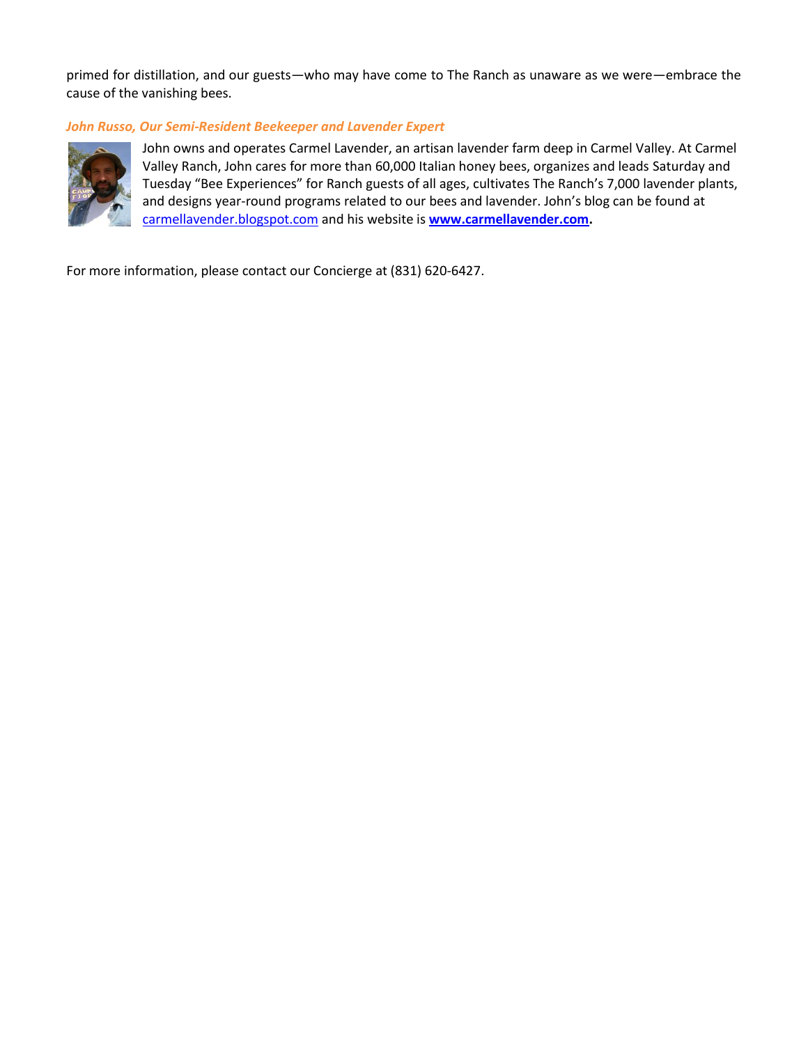primed for distillation, and our guests—who may have come to The Ranch as unaware as we were—embrace the cause of the vanishing bees.

***John Russo, Our Semi-Resident Beekeeper and Lavender Expert***

John owns and operates Carmel Lavender, an artisan lavender farm deep in Carmel Valley. At Carmel Valley Ranch, John cares for more than 60,000 Italian honey bees, organizes and leads Saturday and Tuesday "Bee Experiences" for Ranch guests of all ages, cultivates The Ranch's 7,000 lavender plants, and designs year-round programs related to our bees and lavender. John's blog can be found at carmellavender.blogspot.com and his website is **www.carmellavender.com.**

For more information, please contact our Concierge at (831) 620-6427.